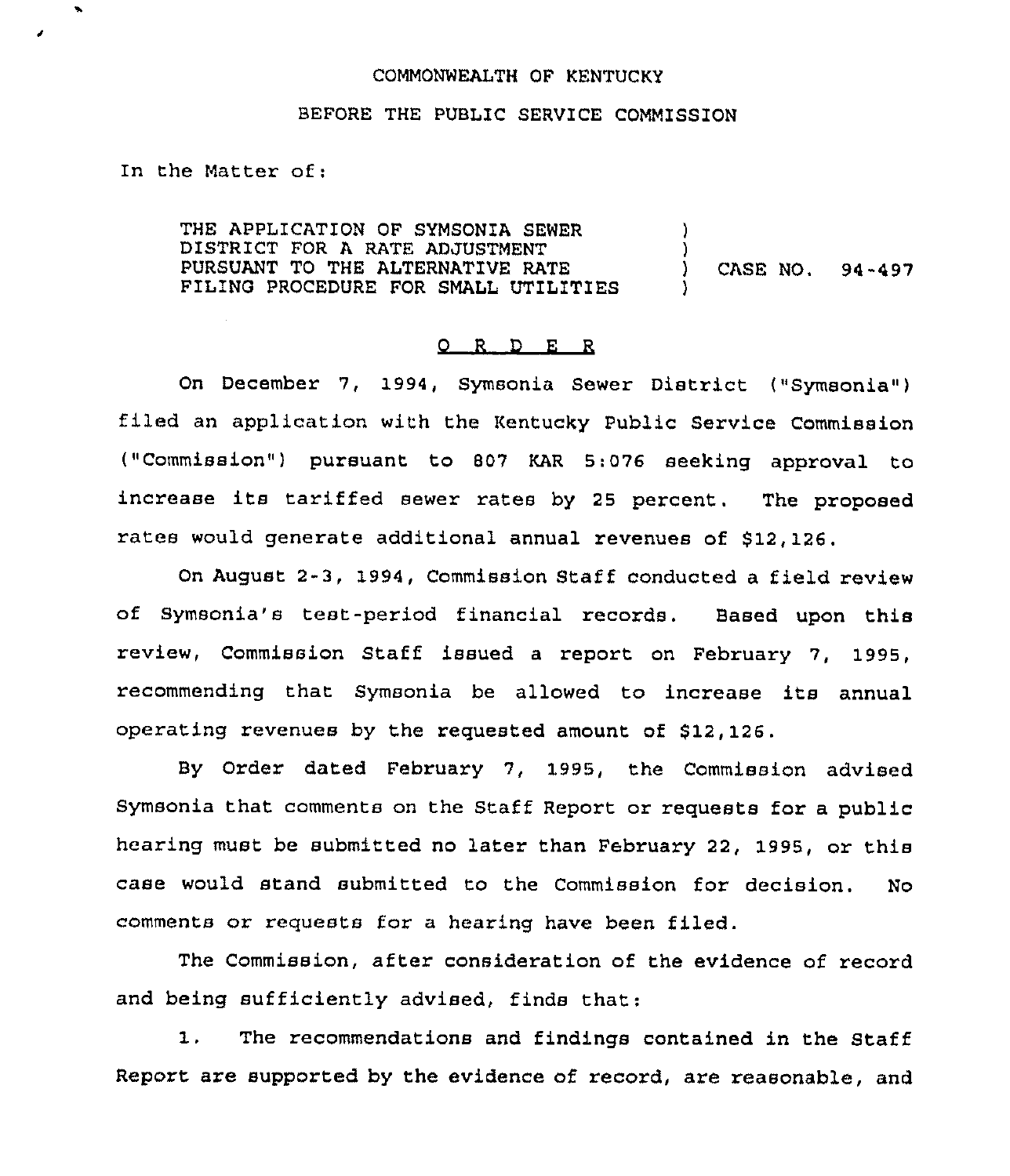COMMONWEALTH OF KENTUCKY

BEFORE THE PUBLIC SERVICE COMMISSION

In the Matter of:

THE APPLICATION OF SYMSONIA SEWER DISTRICT FOR A RATE ADJUSTMENT PURSUANT TO THE ALTERNATIVE RATE FILING PROCEDURE FOR SMALL UTILITIES ) CASE NO. 94-497

O R D E R

On December 7, 1994, Symsonia Sewer District ("Symsonia") filed an application with the Kentucky Public Service Commission ("Commission") pursuant to 807 KAR 5:076 seeking approval to increase its tariffed sewer rates by 25 percent. The proposed rates would generate additional annual revenues of $12,126.

On August 2-3, 1994, Commission Staff conducted a field review of Symsonia's test-period financial records. Based upon this review, Commission Staff issued a report on February 7, 1995, recommending that Symsonia be allowed to increase its annual operating revenues by the requested amount of $12,126.

By Order dated February 7, 1995, the Commission advised Symsonia that comments on the Staff Report or requests for a public hearing must be submitted no later than February 22, 1995, or this case would stand submitted to the Commission for decision. No comments or requests for a hearing have been filed.

The Commission, after consideration of the evidence of record and being sufficiently advised, finds that:

1. The recommendations and findings contained in the Staff Report are supported by the evidence of record, are reasonable, and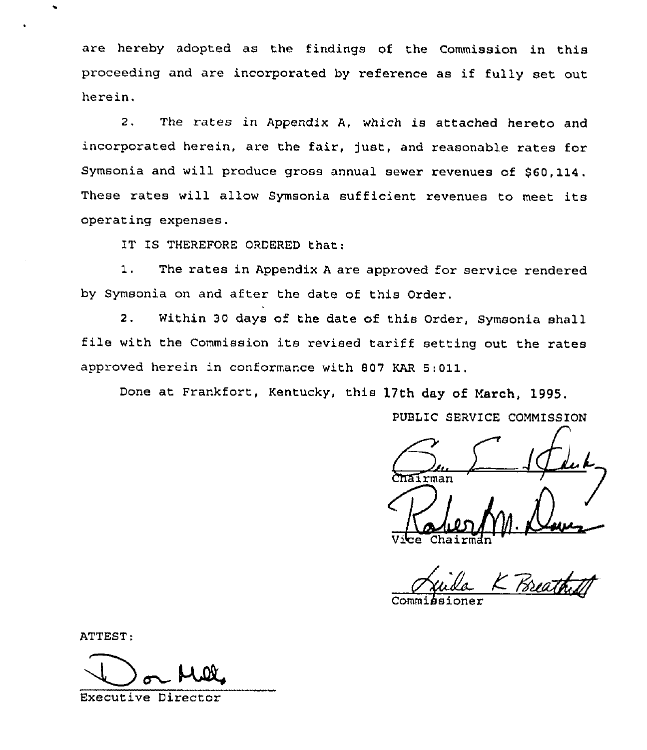are hereby adopted as the findings of the Commission in this proceeding and are incorporated by reference as if fully set out herein.

2. The rates in Appendix A, which is attached hereto and incorporated herein, are the fair, just, and reasonable rates for Symsonia and will produce gross annual sewer revenues of $60,114. These rates will allow Symsonia sufficient revenues to meet its operating expenses.

IT IS THEREFORE ORDERED that:

1. The rates in Appendix A are approved for service rendered by Symsonia on and after the date of this Order.

2. Within 30 days of the date of this Order, Symsonia shall file with the Commission its revised tariff setting out the rates approved herein in conformance with 807 KAR 5:011.

Done at Frankfort, Kentucky, this 17th day of March, 1995.

PUBLIC SERVICE COMMISSION

Chairman

Vice Chairman

Commissioner

ATTEST:

Executive Director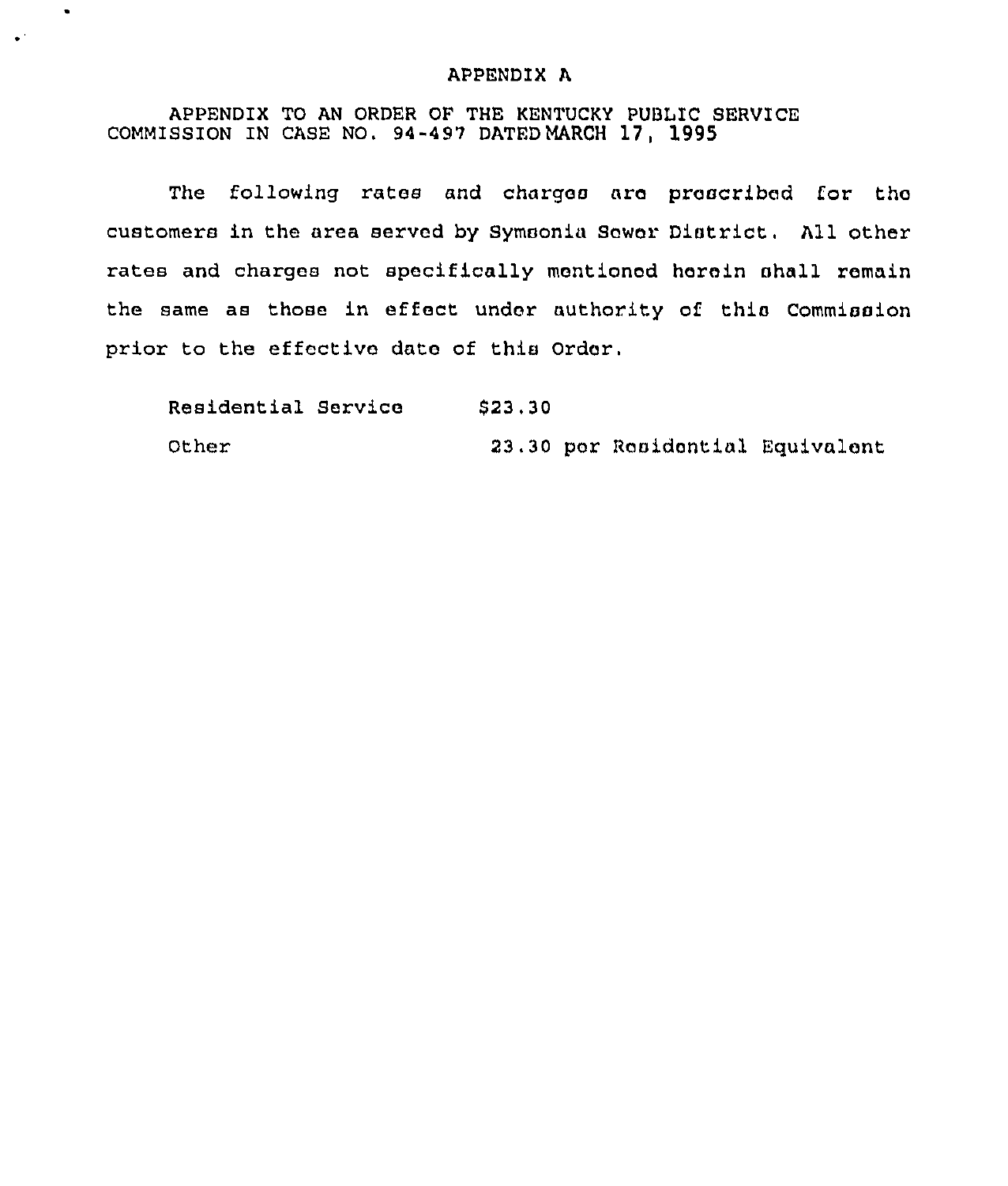# APPENDIX A

APPENDIX TO AN ORDER OF THE KENTUCKY PUBLIC SERVICE COMMISSION IN CASE NO. 94-497 DATED MARCH 17, 1995

The following rates and charges are prescribed for the customers in the area served by Symsonia Sewer District. All other rates and charges not specifically mentioned herein shall remain the same as those in effect under authority of this Commission prior to the effective date of this Order.

| | |
|---|---|
| Residential Service | $23.30 |
| Other | 23.30 per Residential Equivalent |